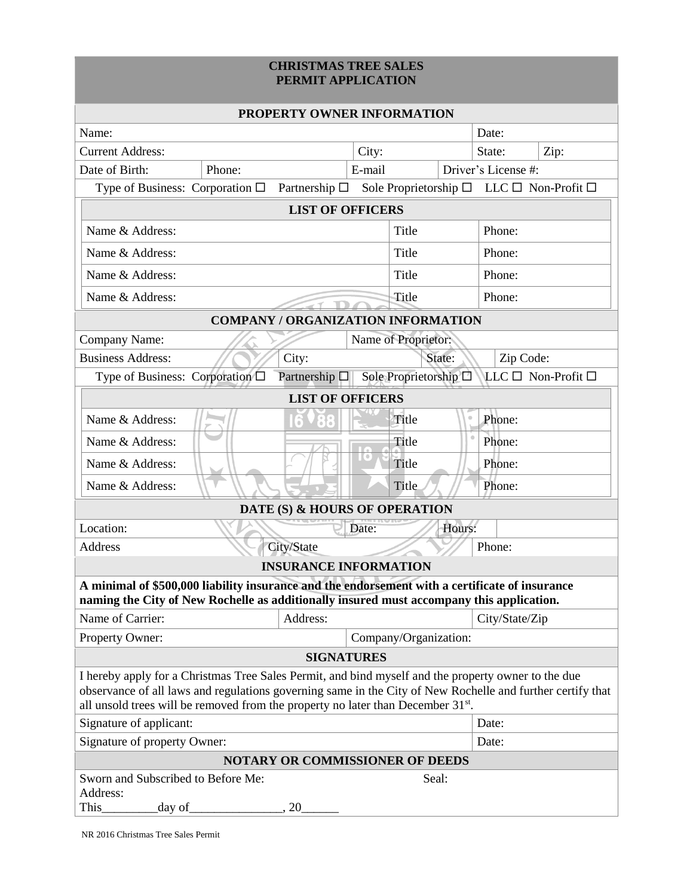# CHRISTMAS TREE SALES PERMIT APPLICATION

## PROPERTY OWNER INFORMATION

| | | | | | |
|---|---|---|---|---|---|
| Name: | | | | Date: | |
| Current Address: | | City: | | State: | Zip: |
| Date of Birth: | Phone: | E-mail | Driver's License #: | | |

Type of Business: Corporation ☐ Partnership ☐ Sole Proprietorship ☐ LLC ☐ Non-Profit ☐

### LIST OF OFFICERS

| | | |
|---|---|---|
| Name & Address: | Title | Phone: |
| Name & Address: | Title | Phone: |
| Name & Address: | Title | Phone: |
| Name & Address: | Title | Phone: |

## COMPANY / ORGANIZATION INFORMATION

| | | | |
|---|---|---|---|
| Company Name: | | Name of Proprietor: | |
| Business Address: | City: | State: | Zip Code: |

Type of Business: Corporation ☐ Partnership ☐ Sole Proprietorship ☐ LLC ☐ Non-Profit ☐

### LIST OF OFFICERS

| | | |
|---|---|---|
| Name & Address: | Title | Phone: |
| Name & Address: | Title | Phone: |
| Name & Address: | Title | Phone: |
| Name & Address: | Title | Phone: |

## DATE (S) & HOURS OF OPERATION

| | | | |
|---|---|---|---|
| Location: | | Date: | Hours: |
| Address | City/State | | Phone: |

## INSURANCE INFORMATION

**A minimal of $500,000 liability insurance and the endorsement with a certificate of insurance naming the City of New Rochelle as additionally insured must accompany this application.**

| | | |
|---|---|---|
| Name of Carrier: | Address: | City/State/Zip |
| Property Owner: | Company/Organization: | |

## SIGNATURES

I hereby apply for a Christmas Tree Sales Permit, and bind myself and the property owner to the due observance of all laws and regulations governing same in the City of New Rochelle and further certify that all unsold trees will be removed from the property no later than December 31st.

| | |
|---|---|
| Signature of applicant: | Date: |
| Signature of property Owner: | Date: |

## NOTARY OR COMMISSIONER OF DEEDS

Sworn and Subscribed to Before Me: Seal:

Address:

This_________day of_______________, 20______

NR 2016 Christmas Tree Sales Permit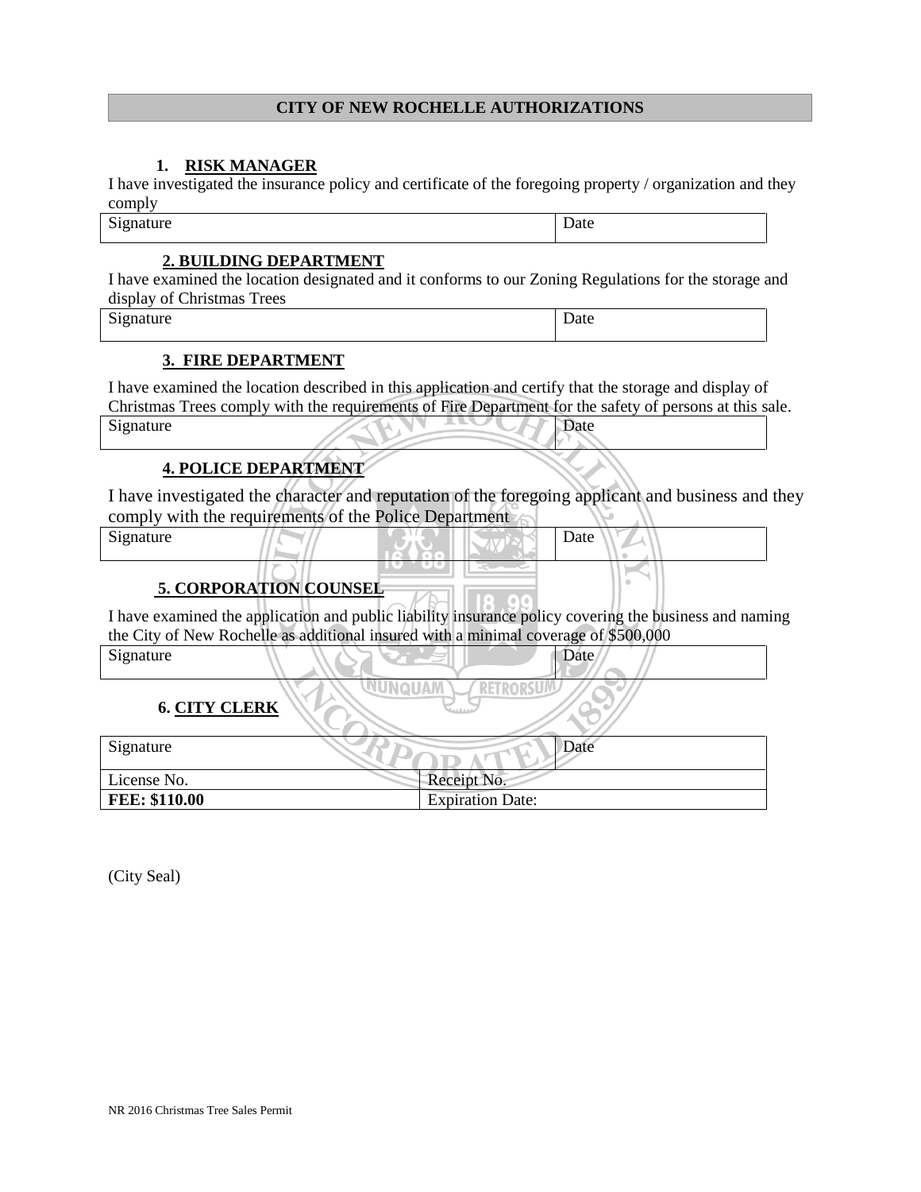## CITY OF NEW ROCHELLE AUTHORIZATIONS

**1. RISK MANAGER**

I have investigated the insurance policy and certificate of the foregoing property / organization and they comply

| | |
|---|---|
| Signature | Date |

**2. BUILDING DEPARTMENT**

I have examined the location designated and it conforms to our Zoning Regulations for the storage and display of Christmas Trees

| | |
|---|---|
| Signature | Date |

**3. FIRE DEPARTMENT**

I have examined the location described in this application and certify that the storage and display of Christmas Trees comply with the requirements of Fire Department for the safety of persons at this sale.

| | |
|---|---|
| Signature | Date |

**4. POLICE DEPARTMENT**

I have investigated the character and reputation of the foregoing applicant and business and they comply with the requirements of the Police Department

| | |
|---|---|
| Signature | Date |

**5. CORPORATION COUNSEL**

I have examined the application and public liability insurance policy covering the business and naming the City of New Rochelle as additional insured with a minimal coverage of $500,000

| | |
|---|---|
| Signature | Date |

**6. CITY CLERK**

| | |
|---|---|
| Signature | Date |
| License No. | Receipt No. |
| **FEE: $110.00** | Expiration Date: |

(City Seal)

NR 2016 Christmas Tree Sales Permit